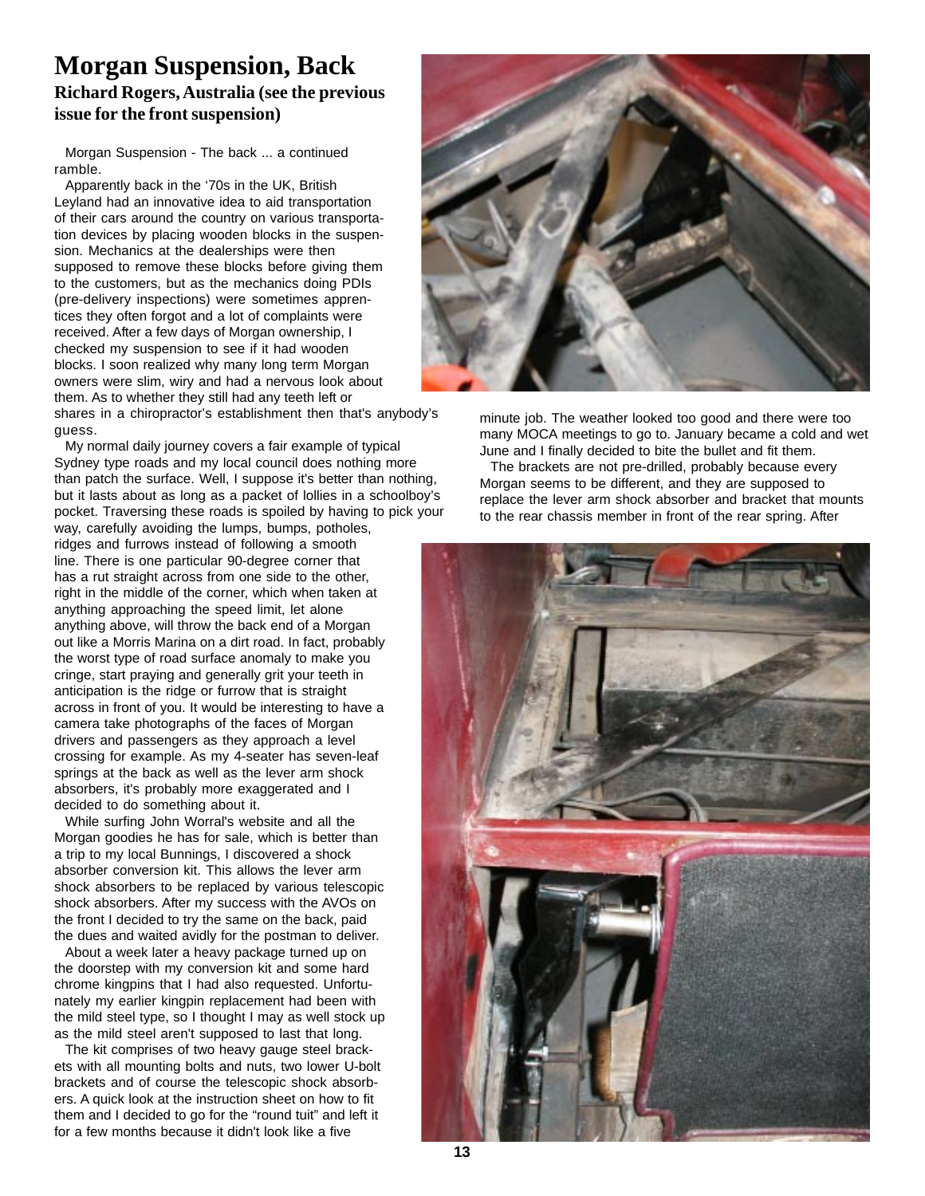# Morgan Suspension, Back

**Richard Rogers, Australia (see the previous issue for the front suspension)**

Morgan Suspension - The back ... a continued ramble.

Apparently back in the '70s in the UK, British Leyland had an innovative idea to aid transportation of their cars around the country on various transportation devices by placing wooden blocks in the suspension. Mechanics at the dealerships were then supposed to remove these blocks before giving them to the customers, but as the mechanics doing PDIs (pre-delivery inspections) were sometimes apprentices they often forgot and a lot of complaints were received. After a few days of Morgan ownership, I checked my suspension to see if it had wooden blocks. I soon realized why many long term Morgan owners were slim, wiry and had a nervous look about them. As to whether they still had any teeth left or shares in a chiropractor's establishment then that's anybody's guess.

My normal daily journey covers a fair example of typical Sydney type roads and my local council does nothing more than patch the surface. Well, I suppose it's better than nothing, but it lasts about as long as a packet of lollies in a schoolboy's pocket. Traversing these roads is spoiled by having to pick your way, carefully avoiding the lumps, bumps, potholes, ridges and furrows instead of following a smooth line. There is one particular 90-degree corner that has a rut straight across from one side to the other, right in the middle of the corner, which when taken at anything approaching the speed limit, let alone anything above, will throw the back end of a Morgan out like a Morris Marina on a dirt road. In fact, probably the worst type of road surface anomaly to make you cringe, start praying and generally grit your teeth in anticipation is the ridge or furrow that is straight across in front of you. It would be interesting to have a camera take photographs of the faces of Morgan drivers and passengers as they approach a level crossing for example. As my 4-seater has seven-leaf springs at the back as well as the lever arm shock absorbers, it's probably more exaggerated and I decided to do something about it.

While surfing John Worral's website and all the Morgan goodies he has for sale, which is better than a trip to my local Bunnings, I discovered a shock absorber conversion kit. This allows the lever arm shock absorbers to be replaced by various telescopic shock absorbers. After my success with the AVOs on the front I decided to try the same on the back, paid the dues and waited avidly for the postman to deliver.

About a week later a heavy package turned up on the doorstep with my conversion kit and some hard chrome kingpins that I had also requested. Unfortunately my earlier kingpin replacement had been with the mild steel type, so I thought I may as well stock up as the mild steel aren't supposed to last that long.

The kit comprises of two heavy gauge steel brackets with all mounting bolts and nuts, two lower U-bolt brackets and of course the telescopic shock absorbers. A quick look at the instruction sheet on how to fit them and I decided to go for the "round tuit" and left it for a few months because it didn't look like a five minute job. The weather looked too good and there were too many MOCA meetings to go to. January became a cold and wet June and I finally decided to bite the bullet and fit them.

The brackets are not pre-drilled, probably because every Morgan seems to be different, and they are supposed to replace the lever arm shock absorber and bracket that mounts to the rear chassis member in front of the rear spring. After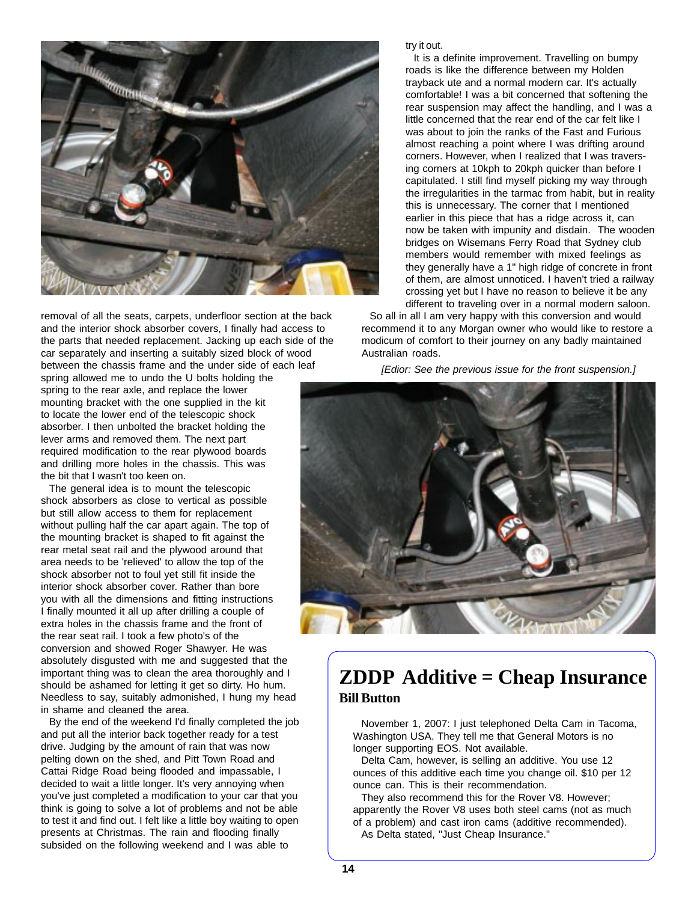removal of all the seats, carpets, underfloor section at the back and the interior shock absorber covers, I finally had access to the parts that needed replacement. Jacking up each side of the car separately and inserting a suitably sized block of wood between the chassis frame and the under side of each leaf spring allowed me to undo the U bolts holding the spring to the rear axle, and replace the lower mounting bracket with the one supplied in the kit to locate the lower end of the telescopic shock absorber. I then unbolted the bracket holding the lever arms and removed them. The next part required modification to the rear plywood boards and drilling more holes in the chassis. This was the bit that I wasn't too keen on.

The general idea is to mount the telescopic shock absorbers as close to vertical as possible but still allow access to them for replacement without pulling half the car apart again. The top of the mounting bracket is shaped to fit against the rear metal seat rail and the plywood around that area needs to be 'relieved' to allow the top of the shock absorber not to foul yet still fit inside the interior shock absorber cover. Rather than bore you with all the dimensions and fitting instructions I finally mounted it all up after drilling a couple of extra holes in the chassis frame and the front of the rear seat rail. I took a few photo's of the conversion and showed Roger Shawyer. He was absolutely disgusted with me and suggested that the important thing was to clean the area thoroughly and I should be ashamed for letting it get so dirty. Ho hum. Needless to say, suitably admonished, I hung my head in shame and cleaned the area.

By the end of the weekend I'd finally completed the job and put all the interior back together ready for a test drive. Judging by the amount of rain that was now pelting down on the shed, and Pitt Town Road and Cattai Ridge Road being flooded and impassable, I decided to wait a little longer. It's very annoying when you've just completed a modification to your car that you think is going to solve a lot of problems and not be able to test it and find out. I felt like a little boy waiting to open presents at Christmas. The rain and flooding finally subsided on the following weekend and I was able to try it out.

It is a definite improvement. Travelling on bumpy roads is like the difference between my Holden trayback ute and a normal modern car. It's actually comfortable! I was a bit concerned that softening the rear suspension may affect the handling, and I was a little concerned that the rear end of the car felt like I was about to join the ranks of the Fast and Furious almost reaching a point where I was drifting around corners. However, when I realized that I was traversing corners at 10kph to 20kph quicker than before I capitulated. I still find myself picking my way through the irregularities in the tarmac from habit, but in reality this is unnecessary. The corner that I mentioned earlier in this piece that has a ridge across it, can now be taken with impunity and disdain. The wooden bridges on Wisemans Ferry Road that Sydney club members would remember with mixed feelings as they generally have a 1" high ridge of concrete in front of them, are almost unnoticed. I haven't tried a railway crossing yet but I have no reason to believe it be any different to traveling over in a normal modern saloon.

So all in all I am very happy with this conversion and would recommend it to any Morgan owner who would like to restore a modicum of comfort to their journey on any badly maintained Australian roads.

*[Edior: See the previous issue for the front suspension.]*

# ZDDP Additive = Cheap Insurance

**Bill Button**

November 1, 2007: I just telephoned Delta Cam in Tacoma, Washington USA. They tell me that General Motors is no longer supporting EOS. Not available.

Delta Cam, however, is selling an additive. You use 12 ounces of this additive each time you change oil. $10 per 12 ounce can. This is their recommendation.

They also recommend this for the Rover V8. However; apparently the Rover V8 uses both steel cams (not as much of a problem) and cast iron cams (additive recommended).

As Delta stated, "Just Cheap Insurance."